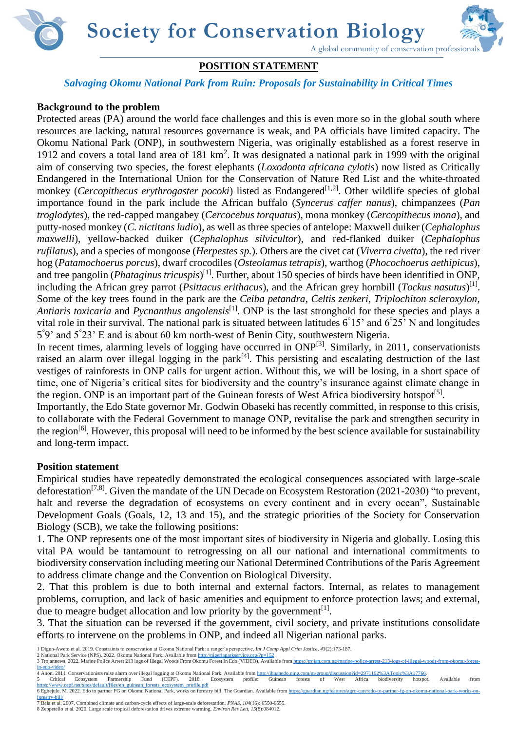# Society for Conservation Biology

A global community of conservation professionals

## POSITION STATEMENT

***Salvaging Okomu National Park from Ruin: Proposals for Sustainability in Critical Times***

### Background to the problem

Protected areas (PA) around the world face challenges and this is even more so in the global south where resources are lacking, natural resources governance is weak, and PA officials have limited capacity. The Okomu National Park (ONP), in southwestern Nigeria, was originally established as a forest reserve in 1912 and covers a total land area of 181 km$^2$. It was designated a national park in 1999 with the original aim of conserving two species, the forest elephants (*Loxodonta africana cylotis*) now listed as Critically Endangered in the International Union for the Conservation of Nature Red List and the white-throated monkey (*Cercopithecus erythrogaster pocoki*) listed as Endangered[1,2]. Other wildlife species of global importance found in the park include the African buffalo (*Syncerus caffer nanus*), chimpanzees (*Pan troglodytes*), the red-capped mangabey (*Cercocebus torquatus*), mona monkey (*Cercopithecus mona*), and putty-nosed monkey (*C. nictitans ludio*), as well as three species of antelope: Maxwell duiker (*Cephalophus maxwelli*), yellow-backed duiker (*Cephalophus silvicultor*), and red-flanked duiker (*Cephalophus rufilatus*), and a species of mongoose (*Herpestes sp.*). Others are the civet cat (*Viverra civetta*), the red river hog (*Patamochoerus porcus*), dwarf crocodiles (*Osteolamus tetrapis*), warthog (*Phocochoerus aethipicus*), and tree pangolin (*Phataginus tricuspis*)[1]. Further, about 150 species of birds have been identified in ONP, including the African grey parrot (*Psittacus erithacus*), and the African grey hornbill (*Tockus nasutus*)[1]. Some of the key trees found in the park are the *Ceiba petandra*, *Celtis zenkeri*, *Triplochiton scleroxylon*, *Antiaris toxicaria* and *Pycnanthus angolensis*[1]. ONP is the last stronghold for these species and plays a vital role in their survival. The national park is situated between latitudes 6˚15' and 6˚25' N and longitudes 5˚9' and 5˚23' E and is about 60 km north-west of Benin City, southwestern Nigeria.

In recent times, alarming levels of logging have occurred in ONP[3]. Similarly, in 2011, conservationists raised an alarm over illegal logging in the park[4]. This persisting and escalating destruction of the last vestiges of rainforests in ONP calls for urgent action. Without this, we will be losing, in a short space of time, one of Nigeria's critical sites for biodiversity and the country's insurance against climate change in the region. ONP is an important part of the Guinean forests of West Africa biodiversity hotspot[5].

Importantly, the Edo State governor Mr. Godwin Obaseki has recently committed, in response to this crisis, to collaborate with the Federal Government to manage ONP, revitalise the park and strengthen security in the region[6]. However, this proposal will need to be informed by the best science available for sustainability and long-term impact.

### Position statement

Empirical studies have repeatedly demonstrated the ecological consequences associated with large-scale deforestation[7,8]. Given the mandate of the UN Decade on Ecosystem Restoration (2021-2030) "to prevent, halt and reverse the degradation of ecosystems on every continent and in every ocean", Sustainable Development Goals (Goals, 12, 13 and 15), and the strategic priorities of the Society for Conservation Biology (SCB), we take the following positions:

1. The ONP represents one of the most important sites of biodiversity in Nigeria and globally. Losing this vital PA would be tantamount to retrogressing on all our national and international commitments to biodiversity conservation including meeting our National Determined Contributions of the Paris Agreement to address climate change and the Convention on Biological Diversity.
2. That this problem is due to both internal and external factors. Internal, as relates to management problems, corruption, and lack of basic amenities and equipment to enforce protection laws; and external, due to meagre budget allocation and low priority by the government[1].
3. That the situation can be reversed if the government, civil society, and private institutions consolidate efforts to intervene on the problems in ONP, and indeed all Nigerian national parks.

---

1 Digun-Aweto et al. 2019. Constraints to conservation at Okomu National Park: a ranger's perspective. *Int J Comp Appl Crim Justice*, *43*(2):173-187.
2 National Park Service (NPS). 2022. Okomu National Park. Available from http://nigeriaparkservice.org/?p=152
3 Trojannews. 2022. Marine Police Arrest 213 logs of Illegal Woods From Okomu Forest In Edo (VIDEO). Available from https://trojan.com.ng/marine-police-arrest-213-logs-of-illegal-woods-from-okomu-forest-in-edo-video/
4 Anon. 2011. Conservationists raise alarm over illegal logging at Okomu National Park. Available from http://ihuanedo.ning.com/m/group/discussion?id=2971192%3ATopic%3A17766.
5 Critical Ecosystem Partnership Fund (CEPF). 2018. Ecosystem profile: Guinean forests of West Africa biodiversity hotspot. Available from https://www.cepf.net/sites/default/files/en_guinean_forests_ecosystem_profile.pdf
6 Egbejule, M. 2022. Edo to partner FG on Okomu National Park, works on forestry bill. The Guardian. Available from https://guardian.ng/features/agro-care/edo-to-partner-fg-on-okomu-national-park-works-on-forestry-bill/
7 Bala et al. 2007. Combined climate and carbon-cycle effects of large-scale deforestation. *PNAS*, *104*(16): 6550-6555.
8 Zeppetello et al. 2020. Large scale tropical deforestation drives extreme warming. *Environ Res Lett*, *15*(8):084012.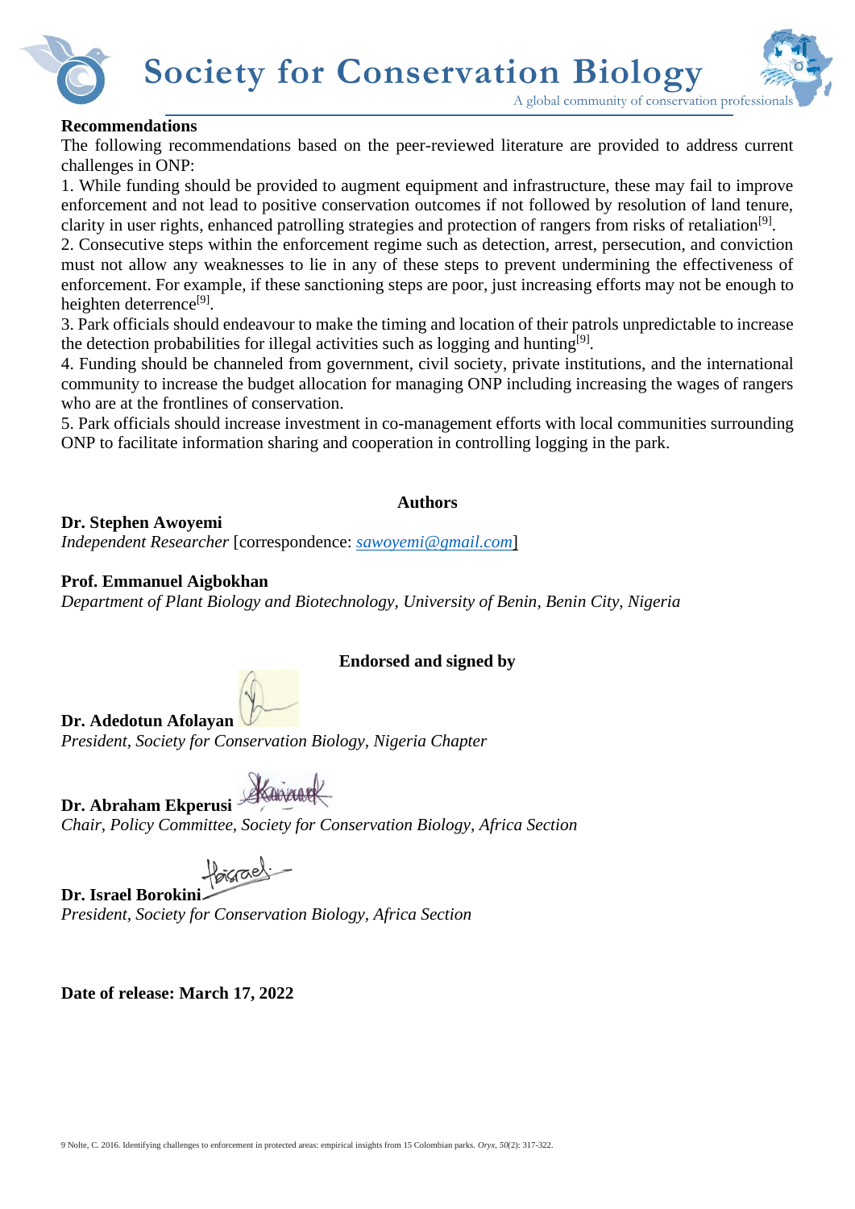**Recommendations**

The following recommendations based on the peer-reviewed literature are provided to address current challenges in ONP:

1. While funding should be provided to augment equipment and infrastructure, these may fail to improve enforcement and not lead to positive conservation outcomes if not followed by resolution of land tenure, clarity in user rights, enhanced patrolling strategies and protection of rangers from risks of retaliation[9].
2. Consecutive steps within the enforcement regime such as detection, arrest, persecution, and conviction must not allow any weaknesses to lie in any of these steps to prevent undermining the effectiveness of enforcement. For example, if these sanctioning steps are poor, just increasing efforts may not be enough to heighten deterrence[9].
3. Park officials should endeavour to make the timing and location of their patrols unpredictable to increase the detection probabilities for illegal activities such as logging and hunting[9].
4. Funding should be channeled from government, civil society, private institutions, and the international community to increase the budget allocation for managing ONP including increasing the wages of rangers who are at the frontlines of conservation.
5. Park officials should increase investment in co-management efforts with local communities surrounding ONP to facilitate information sharing and cooperation in controlling logging in the park.

**Authors**

**Dr. Stephen Awoyemi**
*Independent Researcher* [correspondence: *sawoyemi@gmail.com*]

**Prof. Emmanuel Aigbokhan**
*Department of Plant Biology and Biotechnology, University of Benin, Benin City, Nigeria*

**Endorsed and signed by**

**Dr. Adedotun Afolayan**
*President, Society for Conservation Biology, Nigeria Chapter*

**Dr. Abraham Ekperusi**
*Chair, Policy Committee, Society for Conservation Biology, Africa Section*

**Dr. Israel Borokini**
*President, Society for Conservation Biology, Africa Section*

**Date of release: March 17, 2022**

9 Nolte, C. 2016. Identifying challenges to enforcement in protected areas: empirical insights from 15 Colombian parks. *Oryx*, *50*(2): 317-322.